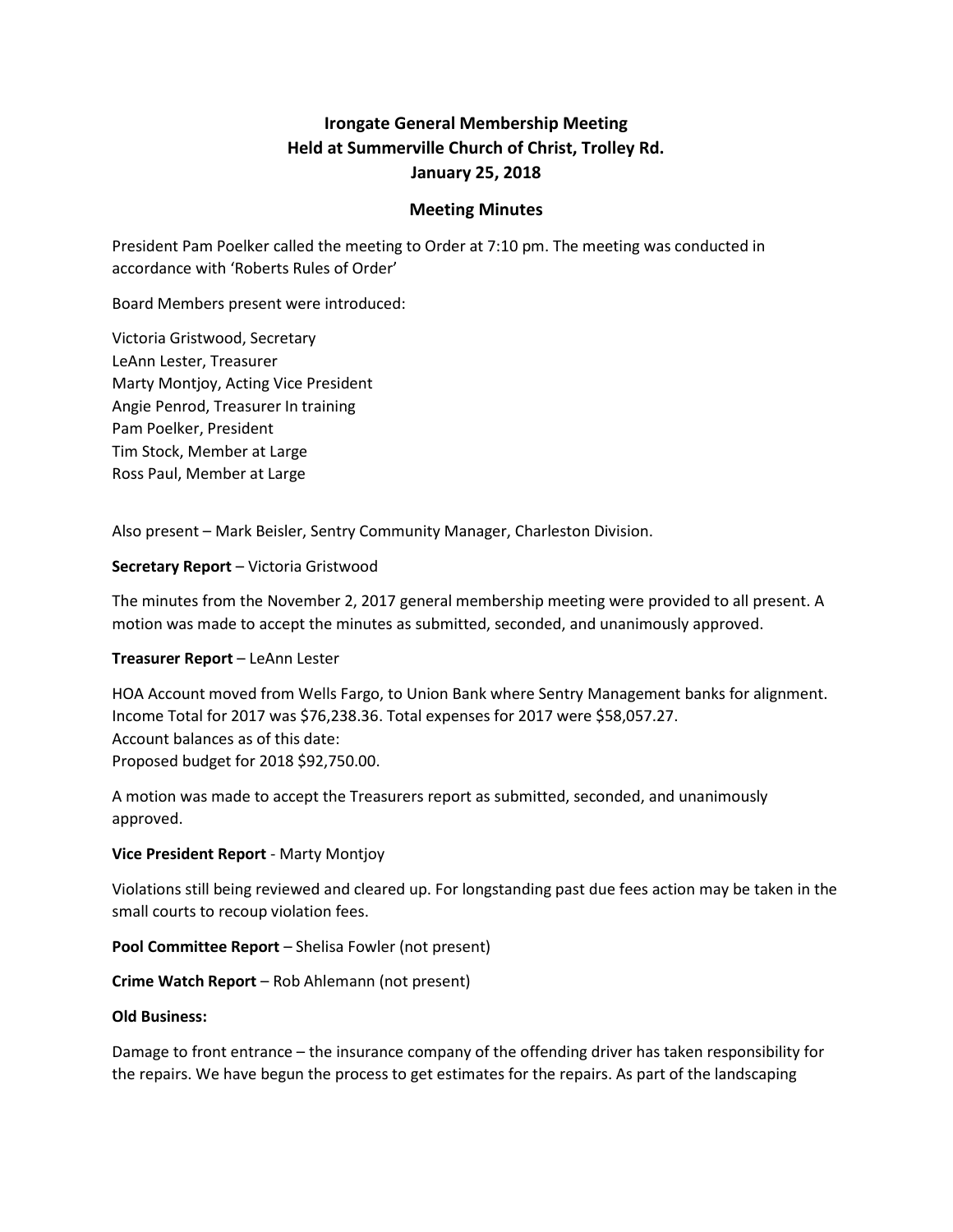# Irongate General Membership Meeting
## Held at Summerville Church of Christ, Trolley Rd.
## January 25, 2018

### Meeting Minutes

President Pam Poelker called the meeting to Order at 7:10 pm. The meeting was conducted in accordance with 'Roberts Rules of Order'

Board Members present were introduced:

Victoria Gristwood, Secretary
LeAnn Lester, Treasurer
Marty Montjoy, Acting Vice President
Angie Penrod, Treasurer In training
Pam Poelker, President
Tim Stock, Member at Large
Ross Paul, Member at Large

Also present – Mark Beisler, Sentry Community Manager, Charleston Division.

**Secretary Report** – Victoria Gristwood

The minutes from the November 2, 2017 general membership meeting were provided to all present. A motion was made to accept the minutes as submitted, seconded, and unanimously approved.

**Treasurer Report** – LeAnn Lester

HOA Account moved from Wells Fargo, to Union Bank where Sentry Management banks for alignment.
Income Total for 2017 was $76,238.36. Total expenses for 2017 were $58,057.27.
Account balances as of this date:
Proposed budget for 2018 $92,750.00.

A motion was made to accept the Treasurers report as submitted, seconded, and unanimously approved.

**Vice President Report** - Marty Montjoy

Violations still being reviewed and cleared up. For longstanding past due fees action may be taken in the small courts to recoup violation fees.

**Pool Committee Report** – Shelisa Fowler (not present)

**Crime Watch Report** – Rob Ahlemann (not present)

**Old Business:**

Damage to front entrance – the insurance company of the offending driver has taken responsibility for the repairs. We have begun the process to get estimates for the repairs. As part of the landscaping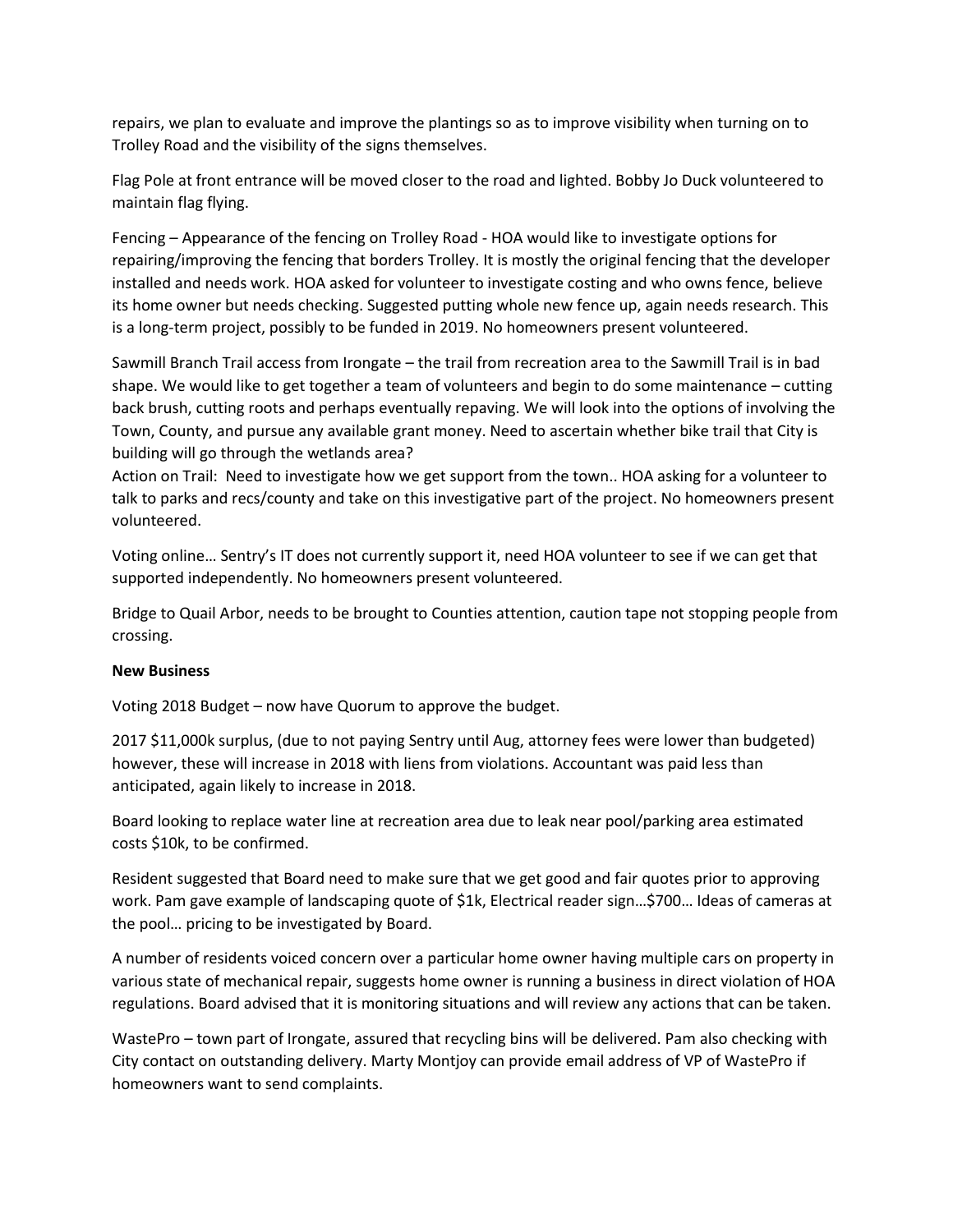repairs, we plan to evaluate and improve the plantings so as to improve visibility when turning on to Trolley Road and the visibility of the signs themselves.

Flag Pole at front entrance will be moved closer to the road and lighted. Bobby Jo Duck volunteered to maintain flag flying.

Fencing – Appearance of the fencing on Trolley Road - HOA would like to investigate options for repairing/improving the fencing that borders Trolley. It is mostly the original fencing that the developer installed and needs work. HOA asked for volunteer to investigate costing and who owns fence, believe its home owner but needs checking. Suggested putting whole new fence up, again needs research. This is a long-term project, possibly to be funded in 2019. No homeowners present volunteered.

Sawmill Branch Trail access from Irongate – the trail from recreation area to the Sawmill Trail is in bad shape. We would like to get together a team of volunteers and begin to do some maintenance – cutting back brush, cutting roots and perhaps eventually repaving. We will look into the options of involving the Town, County, and pursue any available grant money. Need to ascertain whether bike trail that City is building will go through the wetlands area?
Action on Trail: Need to investigate how we get support from the town.. HOA asking for a volunteer to talk to parks and recs/county and take on this investigative part of the project. No homeowners present volunteered.

Voting online… Sentry's IT does not currently support it, need HOA volunteer to see if we can get that supported independently. No homeowners present volunteered.

Bridge to Quail Arbor, needs to be brought to Counties attention, caution tape not stopping people from crossing.

**New Business**

Voting 2018 Budget – now have Quorum to approve the budget.

2017 $11,000k surplus, (due to not paying Sentry until Aug, attorney fees were lower than budgeted) however, these will increase in 2018 with liens from violations. Accountant was paid less than anticipated, again likely to increase in 2018.

Board looking to replace water line at recreation area due to leak near pool/parking area estimated costs $10k, to be confirmed.

Resident suggested that Board need to make sure that we get good and fair quotes prior to approving work. Pam gave example of landscaping quote of $1k, Electrical reader sign…$700… Ideas of cameras at the pool… pricing to be investigated by Board.

A number of residents voiced concern over a particular home owner having multiple cars on property in various state of mechanical repair, suggests home owner is running a business in direct violation of HOA regulations. Board advised that it is monitoring situations and will review any actions that can be taken.

WastePro – town part of Irongate, assured that recycling bins will be delivered. Pam also checking with City contact on outstanding delivery. Marty Montjoy can provide email address of VP of WastePro if homeowners want to send complaints.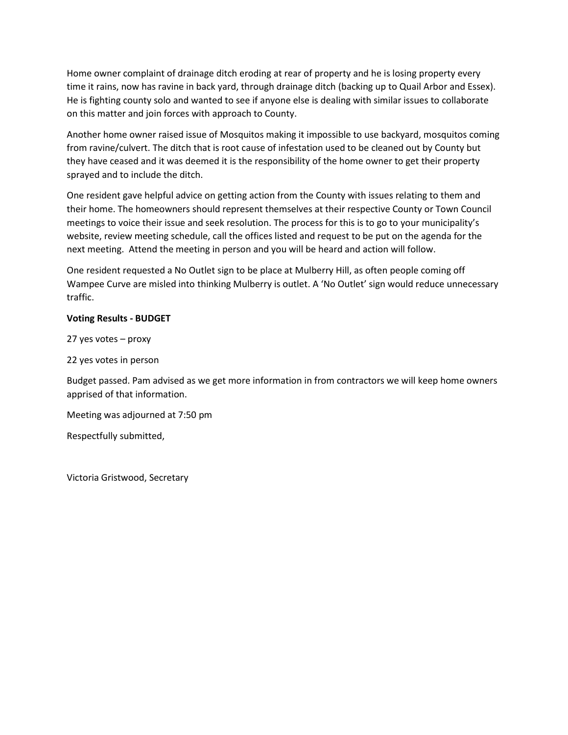Home owner complaint of drainage ditch eroding at rear of property and he is losing property every time it rains, now has ravine in back yard, through drainage ditch (backing up to Quail Arbor and Essex). He is fighting county solo and wanted to see if anyone else is dealing with similar issues to collaborate on this matter and join forces with approach to County.

Another home owner raised issue of Mosquitos making it impossible to use backyard, mosquitos coming from ravine/culvert. The ditch that is root cause of infestation used to be cleaned out by County but they have ceased and it was deemed it is the responsibility of the home owner to get their property sprayed and to include the ditch.

One resident gave helpful advice on getting action from the County with issues relating to them and their home. The homeowners should represent themselves at their respective County or Town Council meetings to voice their issue and seek resolution. The process for this is to go to your municipality's website, review meeting schedule, call the offices listed and request to be put on the agenda for the next meeting. Attend the meeting in person and you will be heard and action will follow.

One resident requested a No Outlet sign to be place at Mulberry Hill, as often people coming off Wampee Curve are misled into thinking Mulberry is outlet. A 'No Outlet' sign would reduce unnecessary traffic.

**Voting Results - BUDGET**

27 yes votes – proxy

22 yes votes in person

Budget passed. Pam advised as we get more information in from contractors we will keep home owners apprised of that information.

Meeting was adjourned at 7:50 pm

Respectfully submitted,

Victoria Gristwood, Secretary